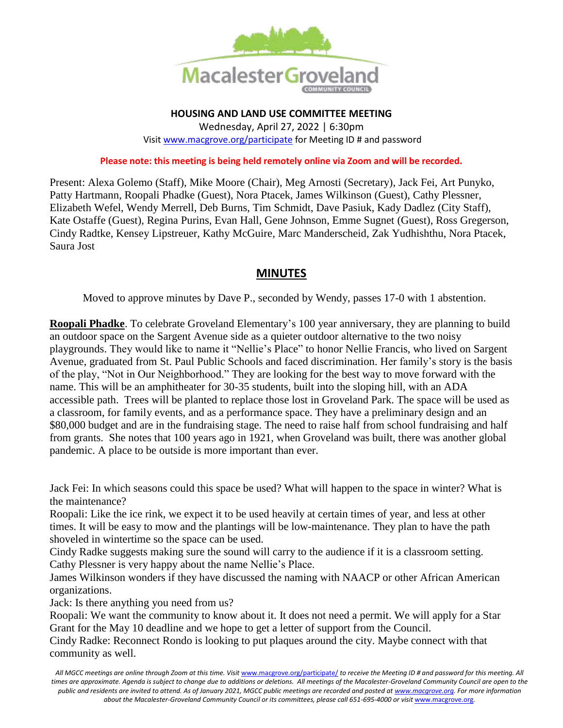**HOUSING AND LAND USE COMMITTEE MEETING**

Wednesday, April 27, 2022 | 6:30pm

Visit www.macgrove.org/participate for Meeting ID # and password

**Please note: this meeting is being held remotely online via Zoom and will be recorded.**

Present: Alexa Golemo (Staff), Mike Moore (Chair), Meg Arnosti (Secretary), Jack Fei, Art Punyko, Patty Hartmann, Roopali Phadke (Guest), Nora Ptacek, James Wilkinson (Guest), Cathy Plessner, Elizabeth Wefel, Wendy Merrell, Deb Burns, Tim Schmidt, Dave Pasiuk, Kady Dadlez (City Staff), Kate Ostaffe (Guest), Regina Purins, Evan Hall, Gene Johnson, Emme Sugnet (Guest), Ross Gregerson, Cindy Radtke, Kensey Lipstreuer, Kathy McGuire, Marc Manderscheid, Zak Yudhishthu, Nora Ptacek, Saura Jost

## MINUTES

Moved to approve minutes by Dave P., seconded by Wendy, passes 17-0 with 1 abstention.

**Roopali Phadke**. To celebrate Groveland Elementary's 100 year anniversary, they are planning to build an outdoor space on the Sargent Avenue side as a quieter outdoor alternative to the two noisy playgrounds. They would like to name it "Nellie's Place" to honor Nellie Francis, who lived on Sargent Avenue, graduated from St. Paul Public Schools and faced discrimination. Her family's story is the basis of the play, "Not in Our Neighborhood." They are looking for the best way to move forward with the name. This will be an amphitheater for 30-35 students, built into the sloping hill, with an ADA accessible path. Trees will be planted to replace those lost in Groveland Park. The space will be used as a classroom, for family events, and as a performance space. They have a preliminary design and an $80,000 budget and are in the fundraising stage. The need to raise half from school fundraising and half from grants. She notes that 100 years ago in 1921, when Groveland was built, there was another global pandemic. A place to be outside is more important than ever.

Jack Fei: In which seasons could this space be used? What will happen to the space in winter? What is the maintenance?

Roopali: Like the ice rink, we expect it to be used heavily at certain times of year, and less at other times. It will be easy to mow and the plantings will be low-maintenance. They plan to have the path shoveled in wintertime so the space can be used.

Cindy Radke suggests making sure the sound will carry to the audience if it is a classroom setting.

Cathy Plessner is very happy about the name Nellie's Place.

James Wilkinson wonders if they have discussed the naming with NAACP or other African American organizations.

Jack: Is there anything you need from us?

Roopali: We want the community to know about it. It does not need a permit. We will apply for a Star Grant for the May 10 deadline and we hope to get a letter of support from the Council.

Cindy Radke: Reconnect Rondo is looking to put plaques around the city. Maybe connect with that community as well.

*All MGCC meetings are online through Zoom at this time. Visit www.macgrove.org/participate/ to receive the Meeting ID # and password for this meeting. All times are approximate. Agenda is subject to change due to additions or deletions. All meetings of the Macalester-Groveland Community Council are open to the public and residents are invited to attend. As of January 2021, MGCC public meetings are recorded and posted at www.macgrove.org. For more information about the Macalester-Groveland Community Council or its committees, please call 651-695-4000 or visit www.macgrove.org.*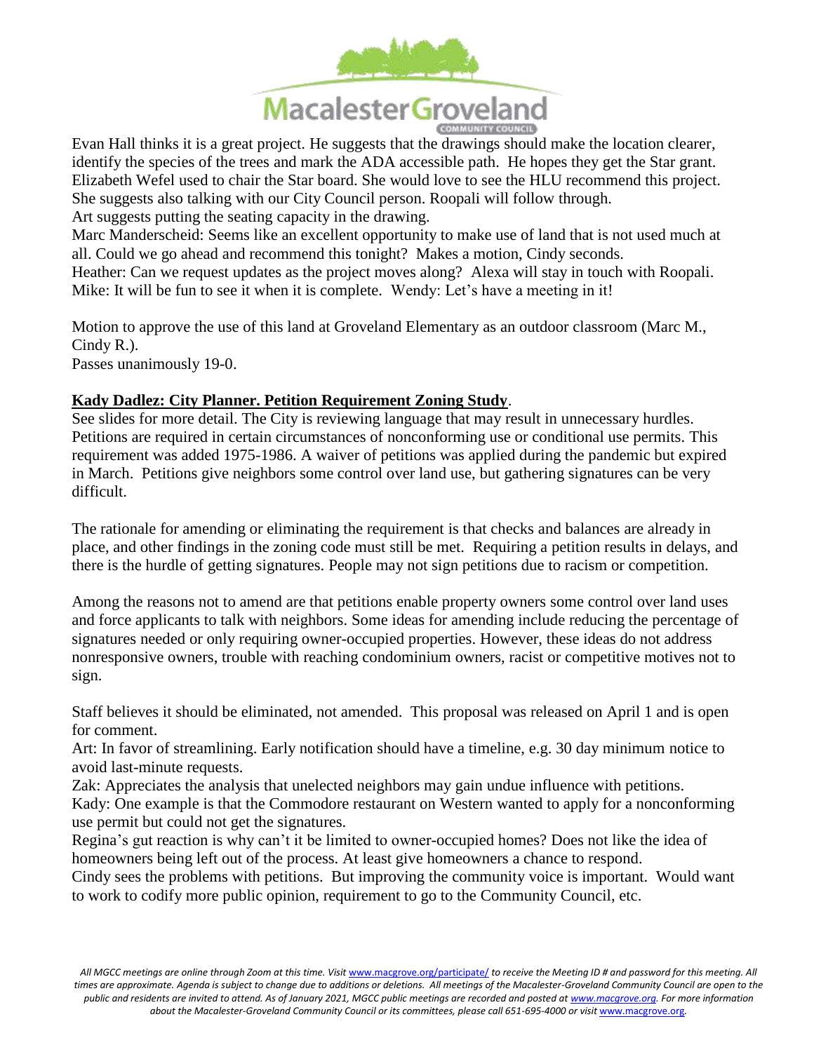Evan Hall thinks it is a great project. He suggests that the drawings should make the location clearer, identify the species of the trees and mark the ADA accessible path. He hopes they get the Star grant. Elizabeth Wefel used to chair the Star board. She would love to see the HLU recommend this project. She suggests also talking with our City Council person. Roopali will follow through.
Art suggests putting the seating capacity in the drawing.
Marc Manderscheid: Seems like an excellent opportunity to make use of land that is not used much at all. Could we go ahead and recommend this tonight? Makes a motion, Cindy seconds.
Heather: Can we request updates as the project moves along? Alexa will stay in touch with Roopali.
Mike: It will be fun to see it when it is complete. Wendy: Let's have a meeting in it!

Motion to approve the use of this land at Groveland Elementary as an outdoor classroom (Marc M., Cindy R.).
Passes unanimously 19-0.

**Kady Dadlez: City Planner. Petition Requirement Zoning Study**.
See slides for more detail. The City is reviewing language that may result in unnecessary hurdles. Petitions are required in certain circumstances of nonconforming use or conditional use permits. This requirement was added 1975-1986. A waiver of petitions was applied during the pandemic but expired in March. Petitions give neighbors some control over land use, but gathering signatures can be very difficult.

The rationale for amending or eliminating the requirement is that checks and balances are already in place, and other findings in the zoning code must still be met. Requiring a petition results in delays, and there is the hurdle of getting signatures. People may not sign petitions due to racism or competition.

Among the reasons not to amend are that petitions enable property owners some control over land uses and force applicants to talk with neighbors. Some ideas for amending include reducing the percentage of signatures needed or only requiring owner-occupied properties. However, these ideas do not address nonresponsive owners, trouble with reaching condominium owners, racist or competitive motives not to sign.

Staff believes it should be eliminated, not amended. This proposal was released on April 1 and is open for comment.
Art: In favor of streamlining. Early notification should have a timeline, e.g. 30 day minimum notice to avoid last-minute requests.
Zak: Appreciates the analysis that unelected neighbors may gain undue influence with petitions.
Kady: One example is that the Commodore restaurant on Western wanted to apply for a nonconforming use permit but could not get the signatures.
Regina's gut reaction is why can't it be limited to owner-occupied homes? Does not like the idea of homeowners being left out of the process. At least give homeowners a chance to respond.
Cindy sees the problems with petitions. But improving the community voice is important. Would want to work to codify more public opinion, requirement to go to the Community Council, etc.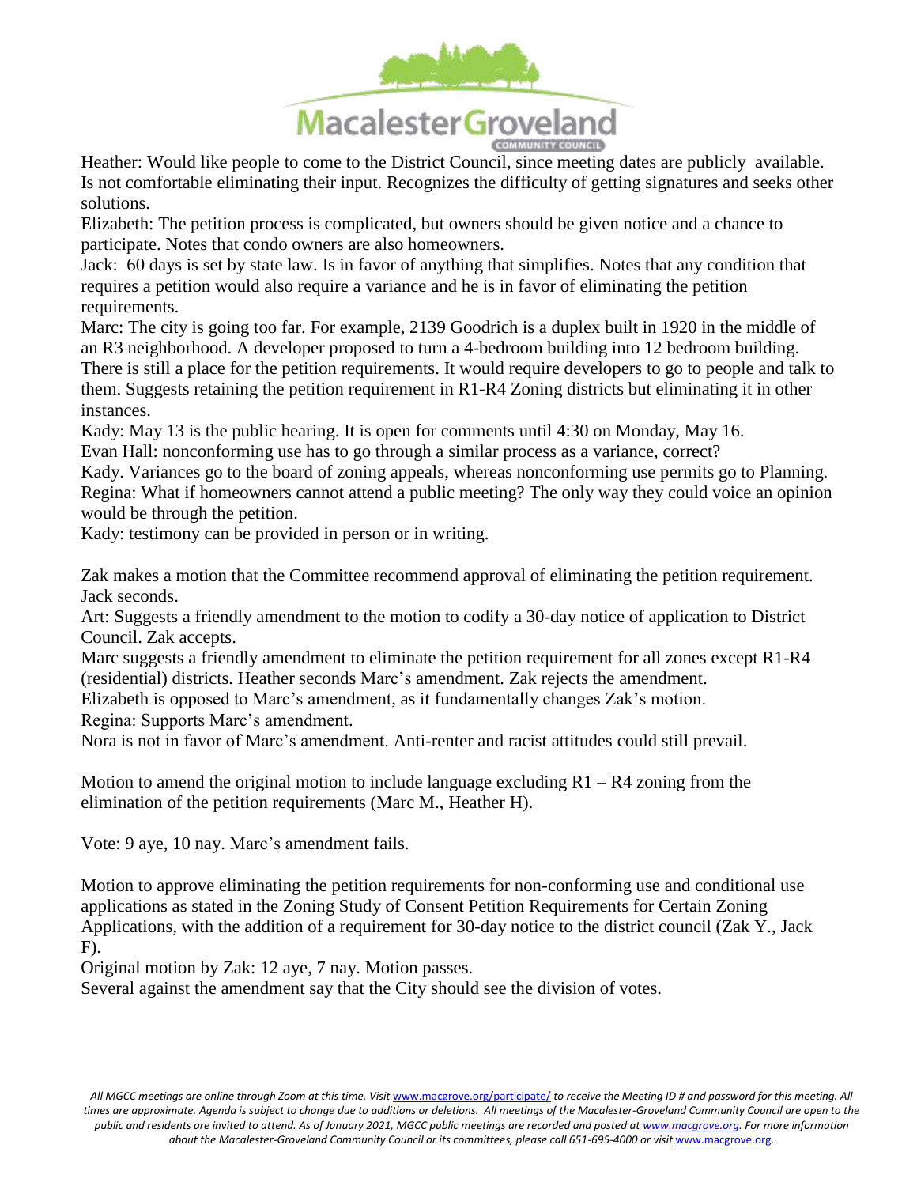Heather: Would like people to come to the District Council, since meeting dates are publicly available. Is not comfortable eliminating their input. Recognizes the difficulty of getting signatures and seeks other solutions.

Elizabeth: The petition process is complicated, but owners should be given notice and a chance to participate. Notes that condo owners are also homeowners.

Jack: 60 days is set by state law. Is in favor of anything that simplifies. Notes that any condition that requires a petition would also require a variance and he is in favor of eliminating the petition requirements.

Marc: The city is going too far. For example, 2139 Goodrich is a duplex built in 1920 in the middle of an R3 neighborhood. A developer proposed to turn a 4-bedroom building into 12 bedroom building. There is still a place for the petition requirements. It would require developers to go to people and talk to them. Suggests retaining the petition requirement in R1-R4 Zoning districts but eliminating it in other instances.

Kady: May 13 is the public hearing. It is open for comments until 4:30 on Monday, May 16.

Evan Hall: nonconforming use has to go through a similar process as a variance, correct?

Kady. Variances go to the board of zoning appeals, whereas nonconforming use permits go to Planning.

Regina: What if homeowners cannot attend a public meeting? The only way they could voice an opinion would be through the petition.

Kady: testimony can be provided in person or in writing.

Zak makes a motion that the Committee recommend approval of eliminating the petition requirement. Jack seconds.

Art: Suggests a friendly amendment to the motion to codify a 30-day notice of application to District Council. Zak accepts.

Marc suggests a friendly amendment to eliminate the petition requirement for all zones except R1-R4 (residential) districts. Heather seconds Marc's amendment. Zak rejects the amendment.

Elizabeth is opposed to Marc's amendment, as it fundamentally changes Zak's motion.

Regina: Supports Marc's amendment.

Nora is not in favor of Marc's amendment. Anti-renter and racist attitudes could still prevail.

Motion to amend the original motion to include language excluding R1 – R4 zoning from the elimination of the petition requirements (Marc M., Heather H).

Vote: 9 aye, 10 nay. Marc's amendment fails.

Motion to approve eliminating the petition requirements for non-conforming use and conditional use applications as stated in the Zoning Study of Consent Petition Requirements for Certain Zoning Applications, with the addition of a requirement for 30-day notice to the district council (Zak Y., Jack F).

Original motion by Zak: 12 aye, 7 nay. Motion passes.

Several against the amendment say that the City should see the division of votes.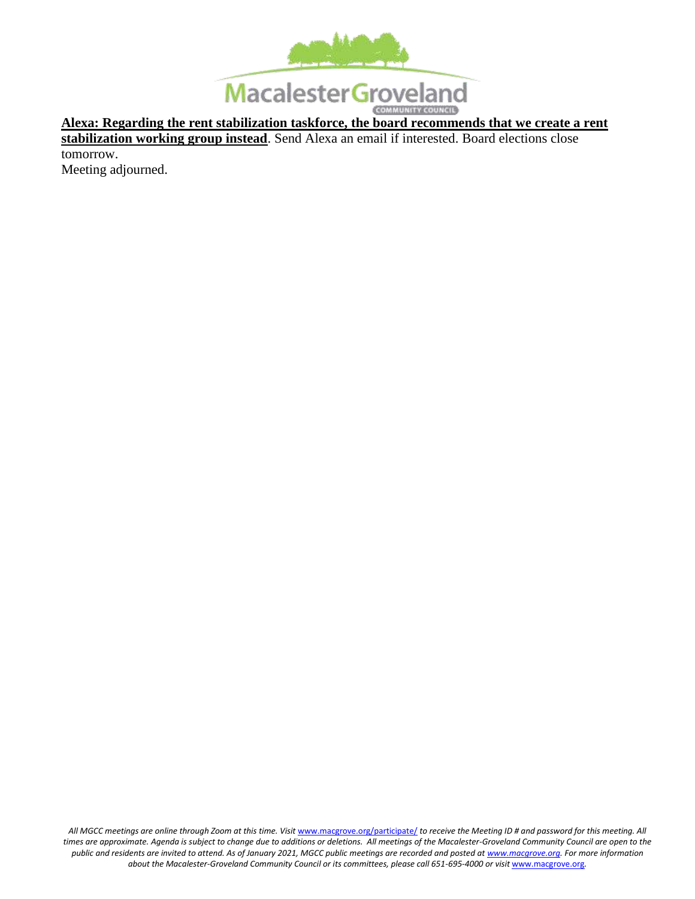**Alexa: Regarding the rent stabilization taskforce, the board recommends that we create a rent stabilization working group instead**. Send Alexa an email if interested. Board elections close tomorrow.

Meeting adjourned.